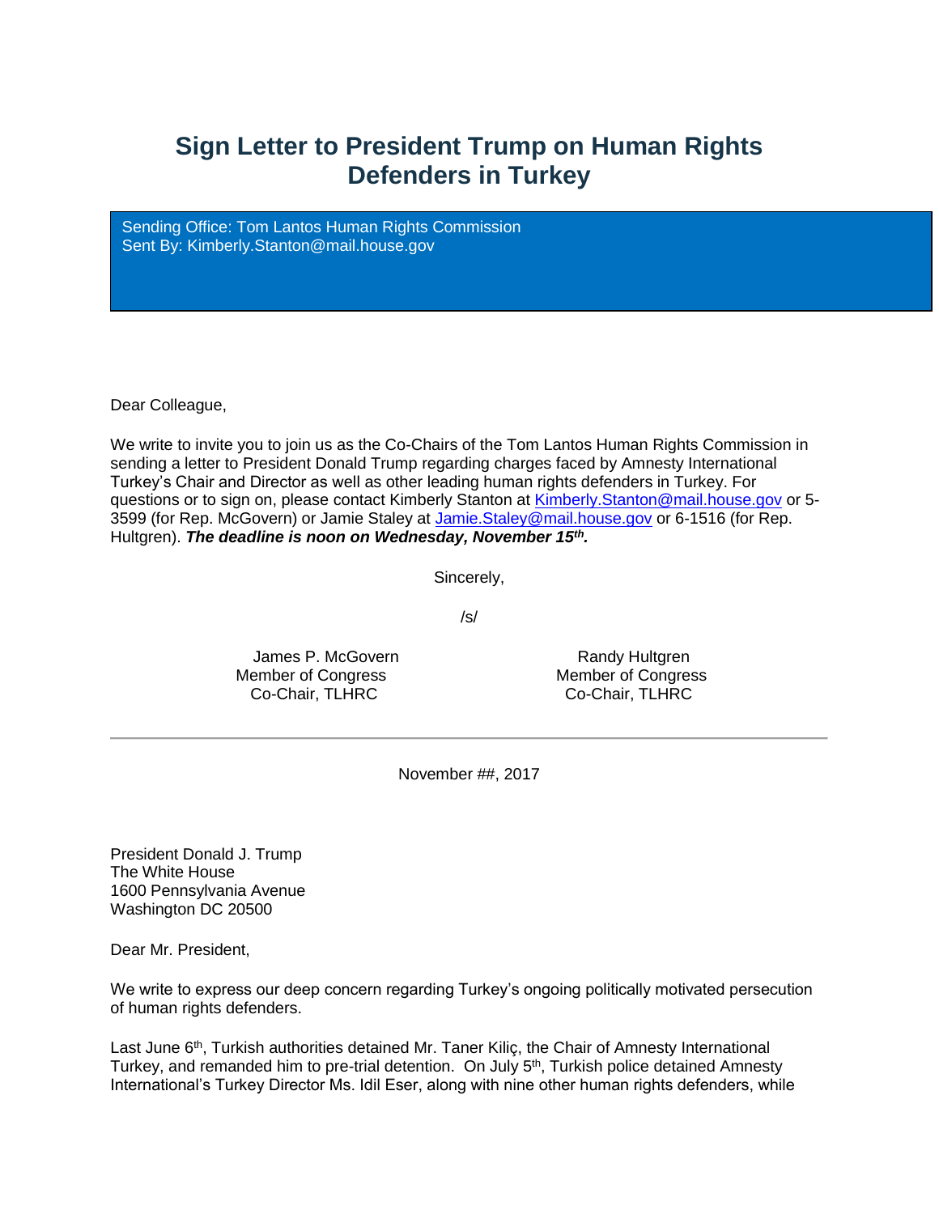# Sign Letter to President Trump on Human Rights Defenders in Turkey

Sending Office: Tom Lantos Human Rights Commission
Sent By: Kimberly.Stanton@mail.house.gov

Dear Colleague,

We write to invite you to join us as the Co-Chairs of the Tom Lantos Human Rights Commission in sending a letter to President Donald Trump regarding charges faced by Amnesty International Turkey's Chair and Director as well as other leading human rights defenders in Turkey. For questions or to sign on, please contact Kimberly Stanton at Kimberly.Stanton@mail.house.gov or 5-3599 (for Rep. McGovern) or Jamie Staley at Jamie.Staley@mail.house.gov or 6-1516 (for Rep. Hultgren). ***The deadline is noon on Wednesday, November 15th.***

Sincerely,

/s/

| James P. McGovern | Randy Hultgren |
|---|---|
| Member of Congress | Member of Congress |
| Co-Chair, TLHRC | Co-Chair, TLHRC |

---

November ##, 2017

President Donald J. Trump
The White House
1600 Pennsylvania Avenue
Washington DC 20500

Dear Mr. President,

We write to express our deep concern regarding Turkey's ongoing politically motivated persecution of human rights defenders.

Last June 6th, Turkish authorities detained Mr. Taner Kiliç, the Chair of Amnesty International Turkey, and remanded him to pre-trial detention. On July 5th, Turkish police detained Amnesty International's Turkey Director Ms. Idil Eser, along with nine other human rights defenders, while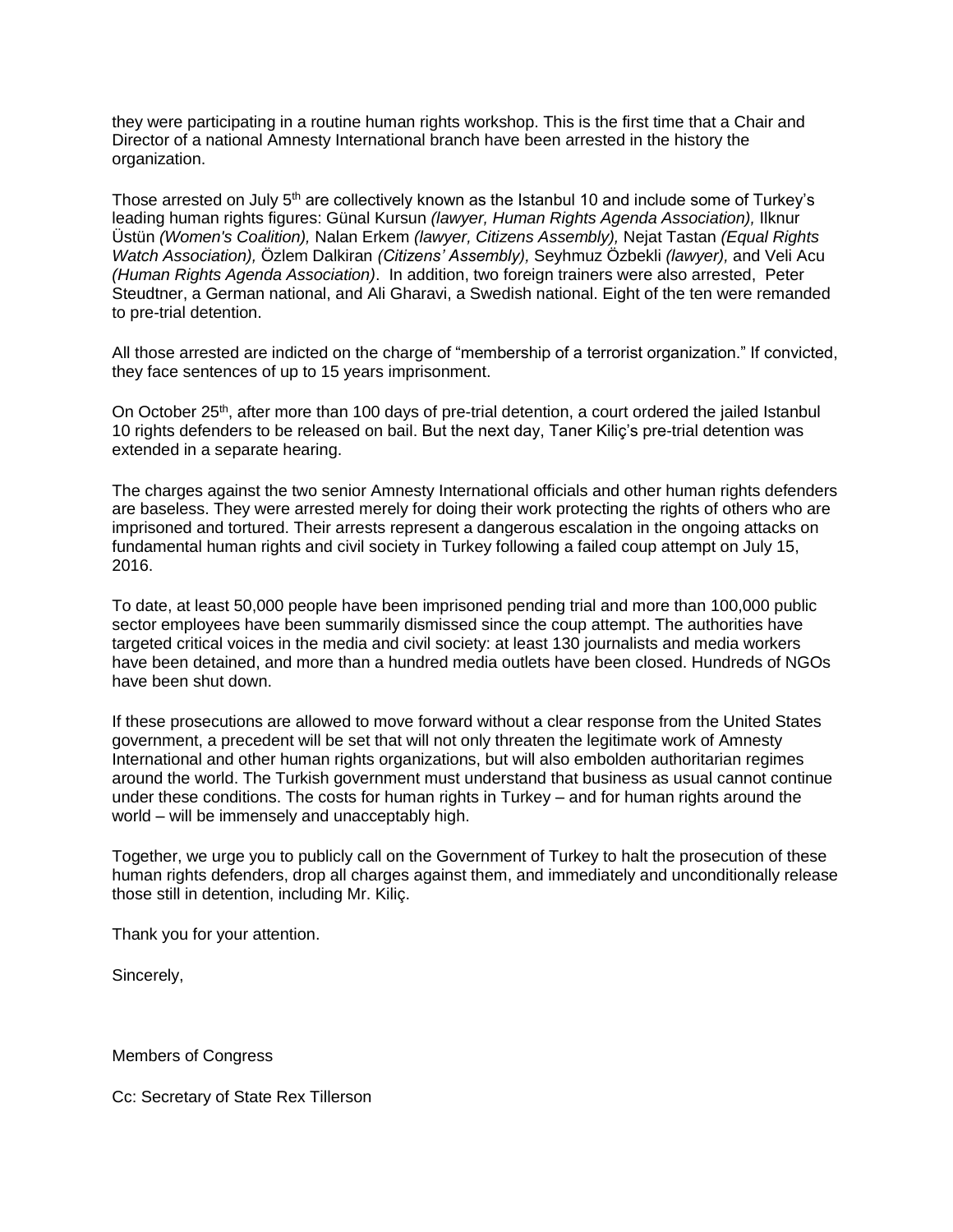they were participating in a routine human rights workshop. This is the first time that a Chair and Director of a national Amnesty International branch have been arrested in the history the organization.

Those arrested on July 5th are collectively known as the Istanbul 10 and include some of Turkey's leading human rights figures: Günal Kursun *(lawyer, Human Rights Agenda Association),* Ilknur Üstün *(Women's Coalition),* Nalan Erkem *(lawyer, Citizens Assembly),* Nejat Tastan *(Equal Rights Watch Association),* Özlem Dalkiran *(Citizens' Assembly),* Seyhmuz Özbekli *(lawyer),* and Veli Acu *(Human Rights Agenda Association)*. In addition, two foreign trainers were also arrested, Peter Steudtner, a German national, and Ali Gharavi, a Swedish national. Eight of the ten were remanded to pre-trial detention.

All those arrested are indicted on the charge of "membership of a terrorist organization." If convicted, they face sentences of up to 15 years imprisonment.

On October 25th, after more than 100 days of pre-trial detention, a court ordered the jailed Istanbul 10 rights defenders to be released on bail. But the next day, Taner Kiliç's pre-trial detention was extended in a separate hearing.

The charges against the two senior Amnesty International officials and other human rights defenders are baseless. They were arrested merely for doing their work protecting the rights of others who are imprisoned and tortured. Their arrests represent a dangerous escalation in the ongoing attacks on fundamental human rights and civil society in Turkey following a failed coup attempt on July 15, 2016.

To date, at least 50,000 people have been imprisoned pending trial and more than 100,000 public sector employees have been summarily dismissed since the coup attempt. The authorities have targeted critical voices in the media and civil society: at least 130 journalists and media workers have been detained, and more than a hundred media outlets have been closed. Hundreds of NGOs have been shut down.

If these prosecutions are allowed to move forward without a clear response from the United States government, a precedent will be set that will not only threaten the legitimate work of Amnesty International and other human rights organizations, but will also embolden authoritarian regimes around the world. The Turkish government must understand that business as usual cannot continue under these conditions. The costs for human rights in Turkey – and for human rights around the world – will be immensely and unacceptably high.

Together, we urge you to publicly call on the Government of Turkey to halt the prosecution of these human rights defenders, drop all charges against them, and immediately and unconditionally release those still in detention, including Mr. Kiliç.

Thank you for your attention.

Sincerely,

Members of Congress

Cc: Secretary of State Rex Tillerson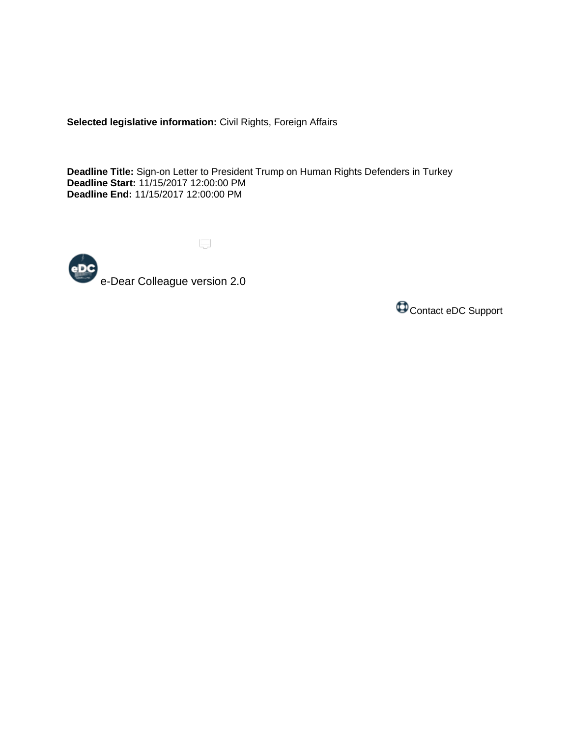**Selected legislative information:** Civil Rights, Foreign Affairs

**Deadline Title:** Sign-on Letter to President Trump on Human Rights Defenders in Turkey
**Deadline Start:** 11/15/2017 12:00:00 PM
**Deadline End:** 11/15/2017 12:00:00 PM

e-Dear Colleague version 2.0

Contact eDC Support